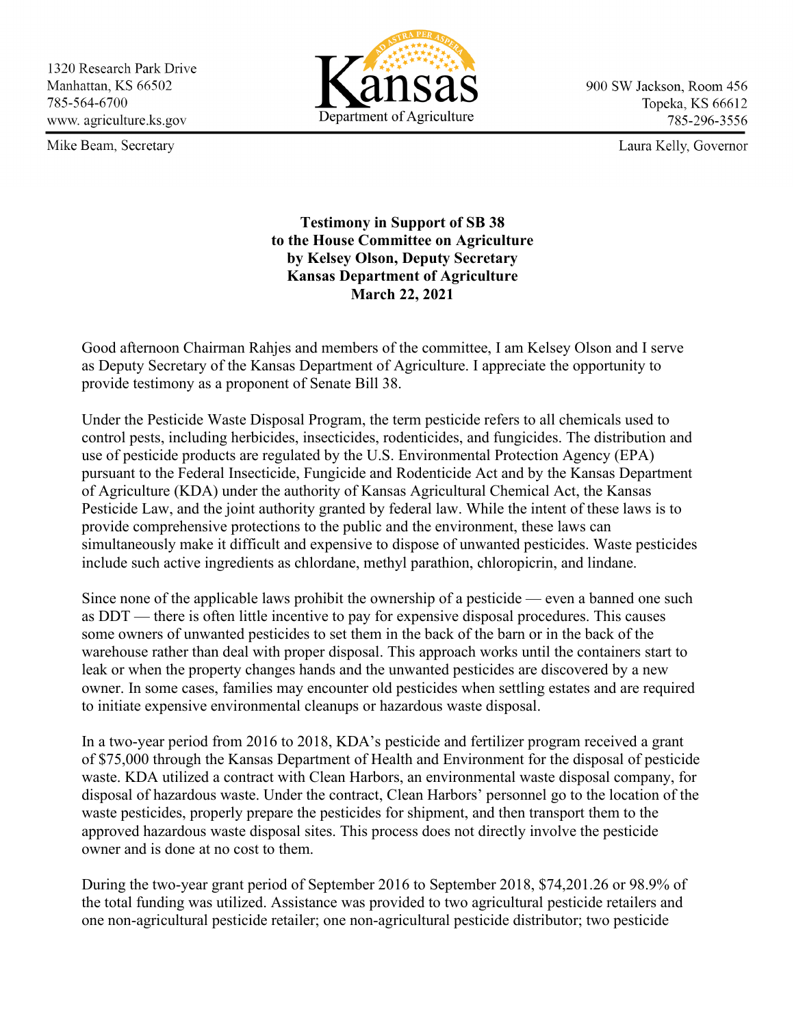1320 Research Park Drive
Manhattan, KS 66502
785-564-6700
www. agriculture.ks.gov

Mike Beam, Secretary

Kansas
Department of Agriculture

900 SW Jackson, Room 456
Topeka, KS 66612
785-296-3556

Laura Kelly, Governor

**Testimony in Support of SB 38**
**to the House Committee on Agriculture**
**by Kelsey Olson, Deputy Secretary**
**Kansas Department of Agriculture**
**March 22, 2021**

Good afternoon Chairman Rahjes and members of the committee, I am Kelsey Olson and I serve as Deputy Secretary of the Kansas Department of Agriculture. I appreciate the opportunity to provide testimony as a proponent of Senate Bill 38.

Under the Pesticide Waste Disposal Program, the term pesticide refers to all chemicals used to control pests, including herbicides, insecticides, rodenticides, and fungicides. The distribution and use of pesticide products are regulated by the U.S. Environmental Protection Agency (EPA) pursuant to the Federal Insecticide, Fungicide and Rodenticide Act and by the Kansas Department of Agriculture (KDA) under the authority of Kansas Agricultural Chemical Act, the Kansas Pesticide Law, and the joint authority granted by federal law. While the intent of these laws is to provide comprehensive protections to the public and the environment, these laws can simultaneously make it difficult and expensive to dispose of unwanted pesticides. Waste pesticides include such active ingredients as chlordane, methyl parathion, chloropicrin, and lindane.

Since none of the applicable laws prohibit the ownership of a pesticide — even a banned one such as DDT — there is often little incentive to pay for expensive disposal procedures. This causes some owners of unwanted pesticides to set them in the back of the barn or in the back of the warehouse rather than deal with proper disposal. This approach works until the containers start to leak or when the property changes hands and the unwanted pesticides are discovered by a new owner. In some cases, families may encounter old pesticides when settling estates and are required to initiate expensive environmental cleanups or hazardous waste disposal.

In a two-year period from 2016 to 2018, KDA's pesticide and fertilizer program received a grant of $75,000 through the Kansas Department of Health and Environment for the disposal of pesticide waste. KDA utilized a contract with Clean Harbors, an environmental waste disposal company, for disposal of hazardous waste. Under the contract, Clean Harbors' personnel go to the location of the waste pesticides, properly prepare the pesticides for shipment, and then transport them to the approved hazardous waste disposal sites. This process does not directly involve the pesticide owner and is done at no cost to them.

During the two-year grant period of September 2016 to September 2018, $74,201.26 or 98.9% of the total funding was utilized. Assistance was provided to two agricultural pesticide retailers and one non-agricultural pesticide retailer; one non-agricultural pesticide distributor; two pesticide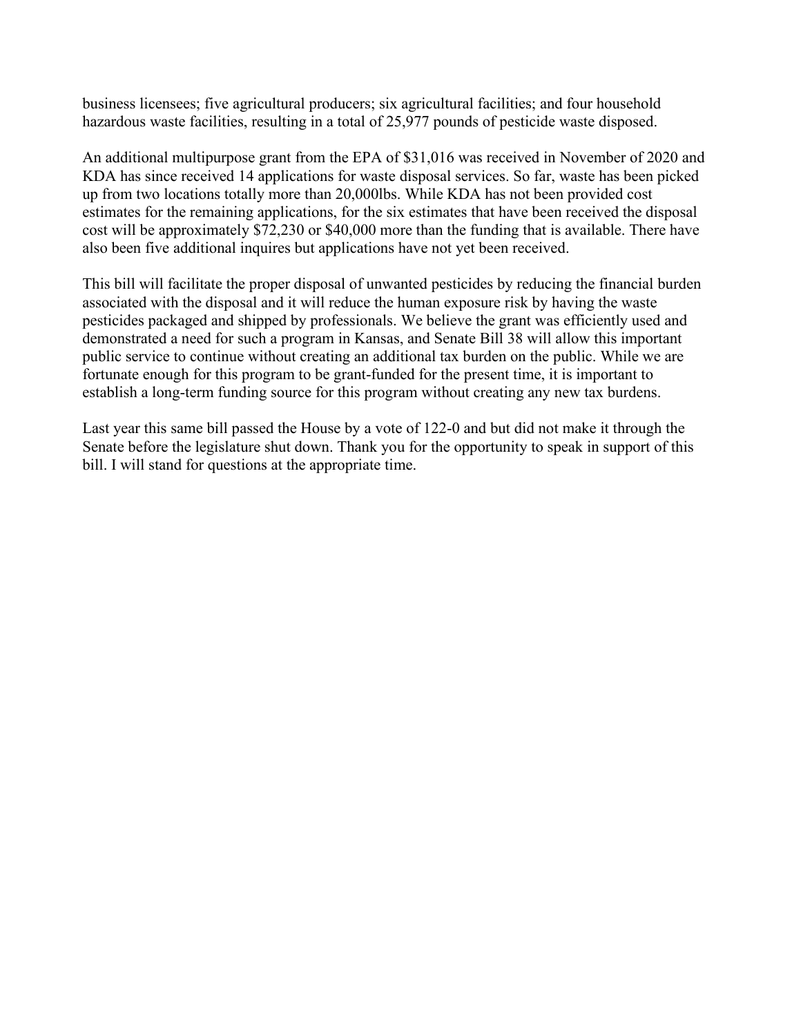business licensees; five agricultural producers; six agricultural facilities; and four household hazardous waste facilities, resulting in a total of 25,977 pounds of pesticide waste disposed.

An additional multipurpose grant from the EPA of $31,016 was received in November of 2020 and KDA has since received 14 applications for waste disposal services. So far, waste has been picked up from two locations totally more than 20,000lbs. While KDA has not been provided cost estimates for the remaining applications, for the six estimates that have been received the disposal cost will be approximately $72,230 or $40,000 more than the funding that is available. There have also been five additional inquires but applications have not yet been received.

This bill will facilitate the proper disposal of unwanted pesticides by reducing the financial burden associated with the disposal and it will reduce the human exposure risk by having the waste pesticides packaged and shipped by professionals. We believe the grant was efficiently used and demonstrated a need for such a program in Kansas, and Senate Bill 38 will allow this important public service to continue without creating an additional tax burden on the public. While we are fortunate enough for this program to be grant-funded for the present time, it is important to establish a long-term funding source for this program without creating any new tax burdens.

Last year this same bill passed the House by a vote of 122-0 and but did not make it through the Senate before the legislature shut down. Thank you for the opportunity to speak in support of this bill. I will stand for questions at the appropriate time.